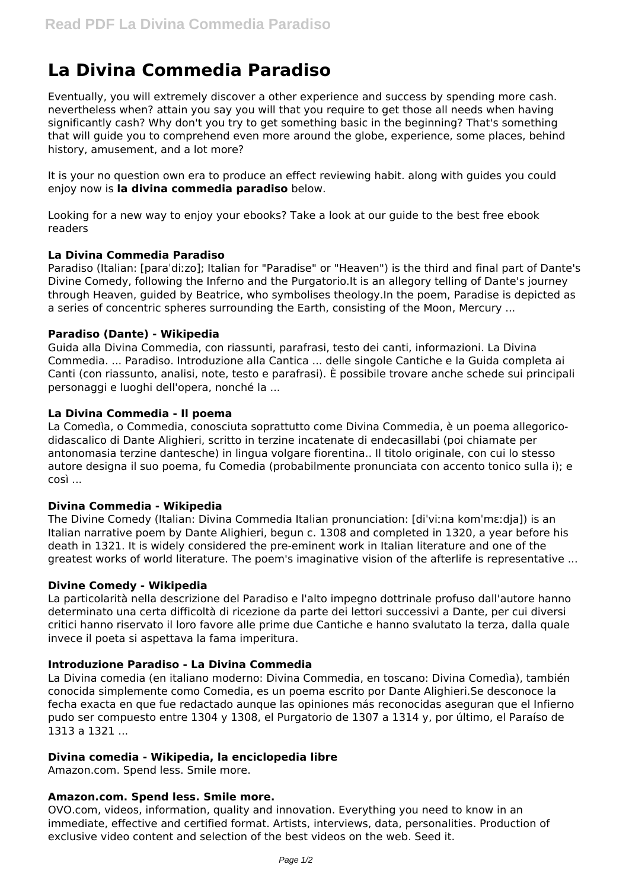# La Divina Commedia Paradiso

Eventually, you will extremely discover a other experience and success by spending more cash. nevertheless when? attain you say you will that you require to get those all needs when having significantly cash? Why don't you try to get something basic in the beginning? That's something that will guide you to comprehend even more around the globe, experience, some places, behind history, amusement, and a lot more?

It is your no question own era to produce an effect reviewing habit. along with guides you could enjoy now is **la divina commedia paradiso** below.

Looking for a new way to enjoy your ebooks? Take a look at our guide to the best free ebook readers

### La Divina Commedia Paradiso

Paradiso (Italian: [paraˈdiːzo]; Italian for "Paradise" or "Heaven") is the third and final part of Dante's Divine Comedy, following the Inferno and the Purgatorio.It is an allegory telling of Dante's journey through Heaven, guided by Beatrice, who symbolises theology.In the poem, Paradise is depicted as a series of concentric spheres surrounding the Earth, consisting of the Moon, Mercury ...

### Paradiso (Dante) - Wikipedia

Guida alla Divina Commedia, con riassunti, parafrasi, testo dei canti, informazioni. La Divina Commedia. ... Paradiso. Introduzione alla Cantica ... delle singole Cantiche e la Guida completa ai Canti (con riassunto, analisi, note, testo e parafrasi). È possibile trovare anche schede sui principali personaggi e luoghi dell'opera, nonché la ...

### La Divina Commedia - Il poema

La Comedìa, o Commedia, conosciuta soprattutto come Divina Commedia, è un poema allegorico-didascalico di Dante Alighieri, scritto in terzine incatenate di endecasillabi (poi chiamate per antonomasia terzine dantesche) in lingua volgare fiorentina.. Il titolo originale, con cui lo stesso autore designa il suo poema, fu Comedia (probabilmente pronunciata con accento tonico sulla i); e così ...

### Divina Commedia - Wikipedia

The Divine Comedy (Italian: Divina Commedia Italian pronunciation: [diˈviːna komˈmɛːdja]) is an Italian narrative poem by Dante Alighieri, begun c. 1308 and completed in 1320, a year before his death in 1321. It is widely considered the pre-eminent work in Italian literature and one of the greatest works of world literature. The poem's imaginative vision of the afterlife is representative ...

### Divine Comedy - Wikipedia

La particolarità nella descrizione del Paradiso e l'alto impegno dottrinale profuso dall'autore hanno determinato una certa difficoltà di ricezione da parte dei lettori successivi a Dante, per cui diversi critici hanno riservato il loro favore alle prime due Cantiche e hanno svalutato la terza, dalla quale invece il poeta si aspettava la fama imperitura.

### Introduzione Paradiso - La Divina Commedia

La Divina comedia (en italiano moderno: Divina Commedia, en toscano: Divina Comedìa), también conocida simplemente como Comedia, es un poema escrito por Dante Alighieri.Se desconoce la fecha exacta en que fue redactado aunque las opiniones más reconocidas aseguran que el Infierno pudo ser compuesto entre 1304 y 1308, el Purgatorio de 1307 a 1314 y, por último, el Paraíso de 1313 a 1321 ...

### Divina comedia - Wikipedia, la enciclopedia libre

Amazon.com. Spend less. Smile more.

### Amazon.com. Spend less. Smile more.

OVO.com, videos, information, quality and innovation. Everything you need to know in an immediate, effective and certified format. Artists, interviews, data, personalities. Production of exclusive video content and selection of the best videos on the web. Seed it.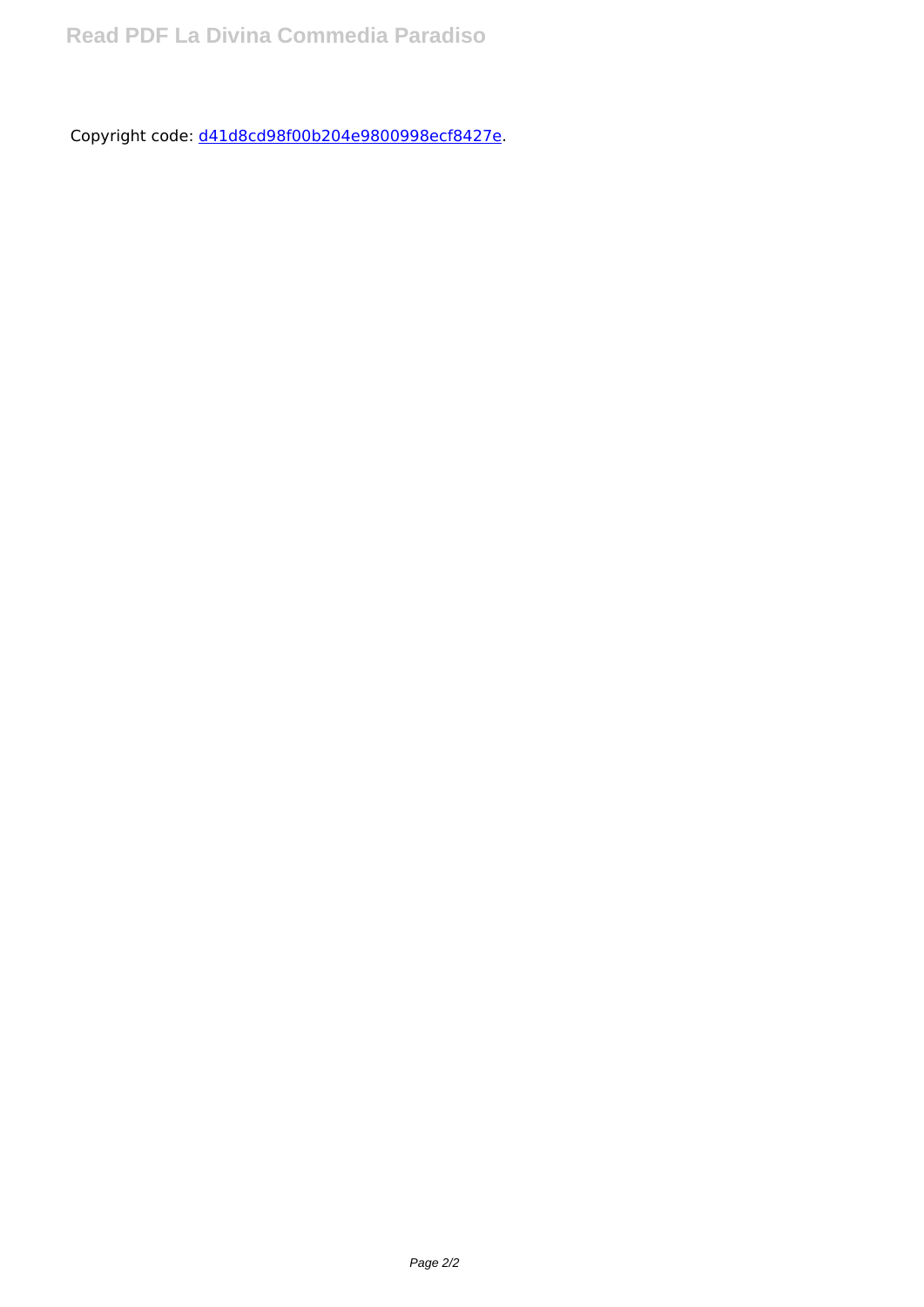Copyright code: [d41d8cd98f00b204e9800998ecf8427e](d41d8cd98f00b204e9800998ecf8427e).